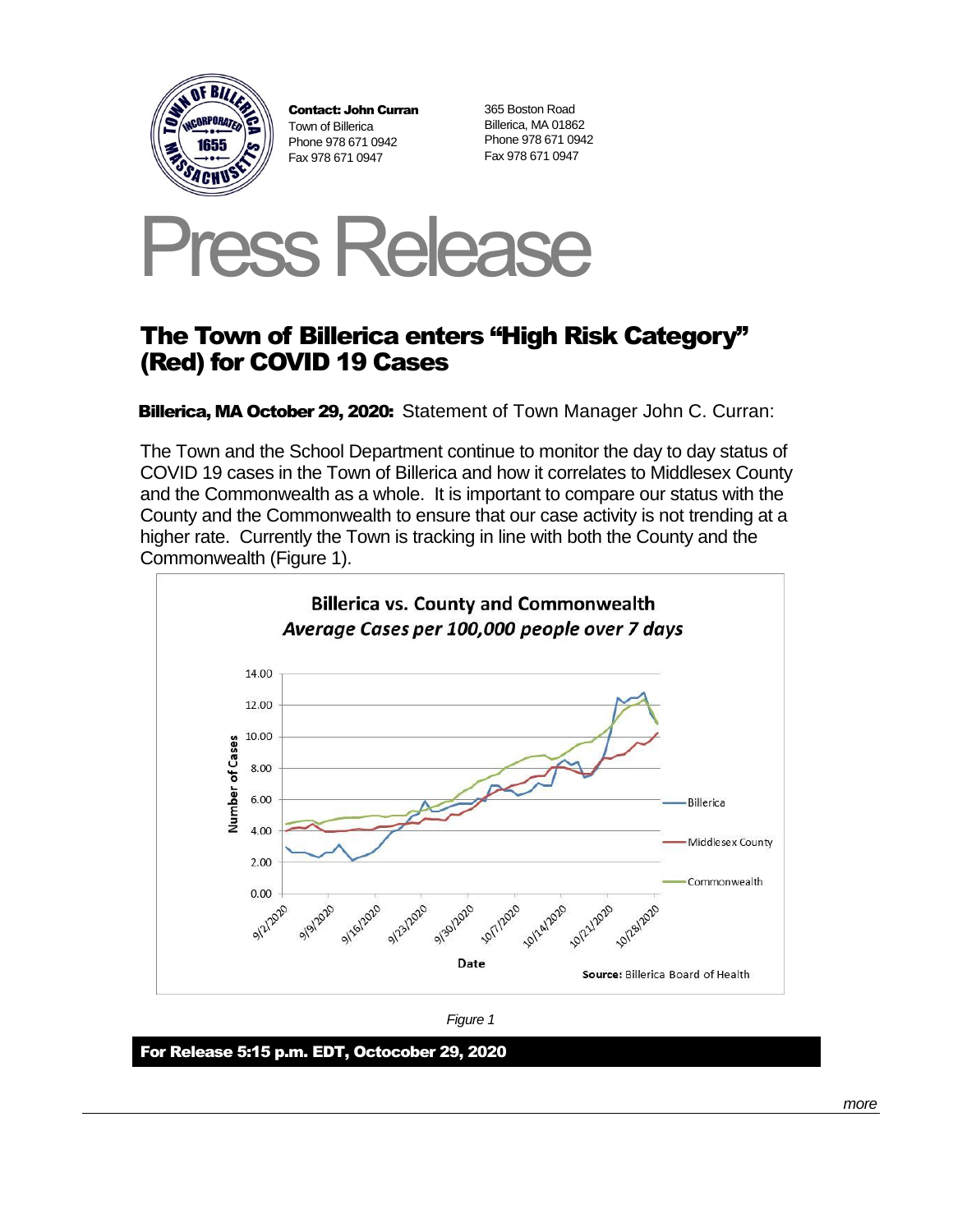**Contact: John Curran**
Town of Billerica
Phone 978 671 0942
Fax 978 671 0947

365 Boston Road
Billerica, MA 01862
Phone 978 671 0942
Fax 978 671 0947

# Press Release

## The Town of Billerica enters "High Risk Category" (Red) for COVID 19 Cases

**Billerica, MA October 29, 2020:** Statement of Town Manager John C. Curran:

The Town and the School Department continue to monitor the day to day status of COVID 19 cases in the Town of Billerica and how it correlates to Middlesex County and the Commonwealth as a whole. It is important to compare our status with the County and the Commonwealth to ensure that our case activity is not trending at a higher rate. Currently the Town is tracking in line with both the County and the Commonwealth (Figure 1).

**Billerica vs. County and Commonwealth**
***Average Cases per 100,000 people over 7 days***

Number of Cases (0.00–14.00) vs. Date (9/2/2020–10/28/2020); series: Billerica, Middlesex County, Commonwealth

**Source:** Billerica Board of Health

*Figure 1*

**For Release 5:15 p.m. EDT, Octocober 29, 2020**

*more*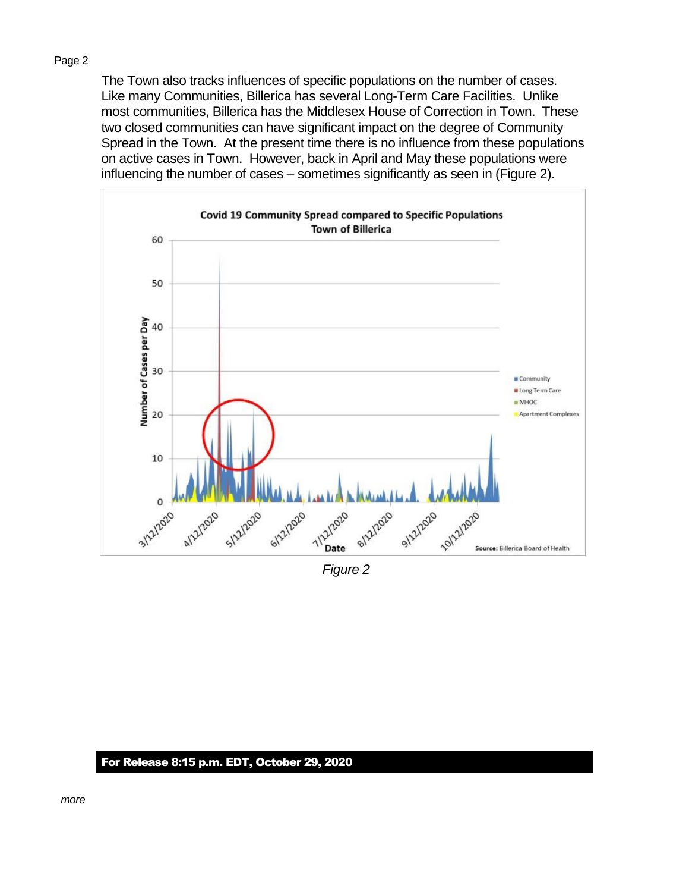The Town also tracks influences of specific populations on the number of cases. Like many Communities, Billerica has several Long-Term Care Facilities. Unlike most communities, Billerica has the Middlesex House of Correction in Town. These two closed communities can have significant impact on the degree of Community Spread in the Town. At the present time there is no influence from these populations on active cases in Town. However, back in April and May these populations were influencing the number of cases – sometimes significantly as seen in (Figure 2).

*Figure 2*

**For Release 8:15 p.m. EDT, October 29, 2020**

*more*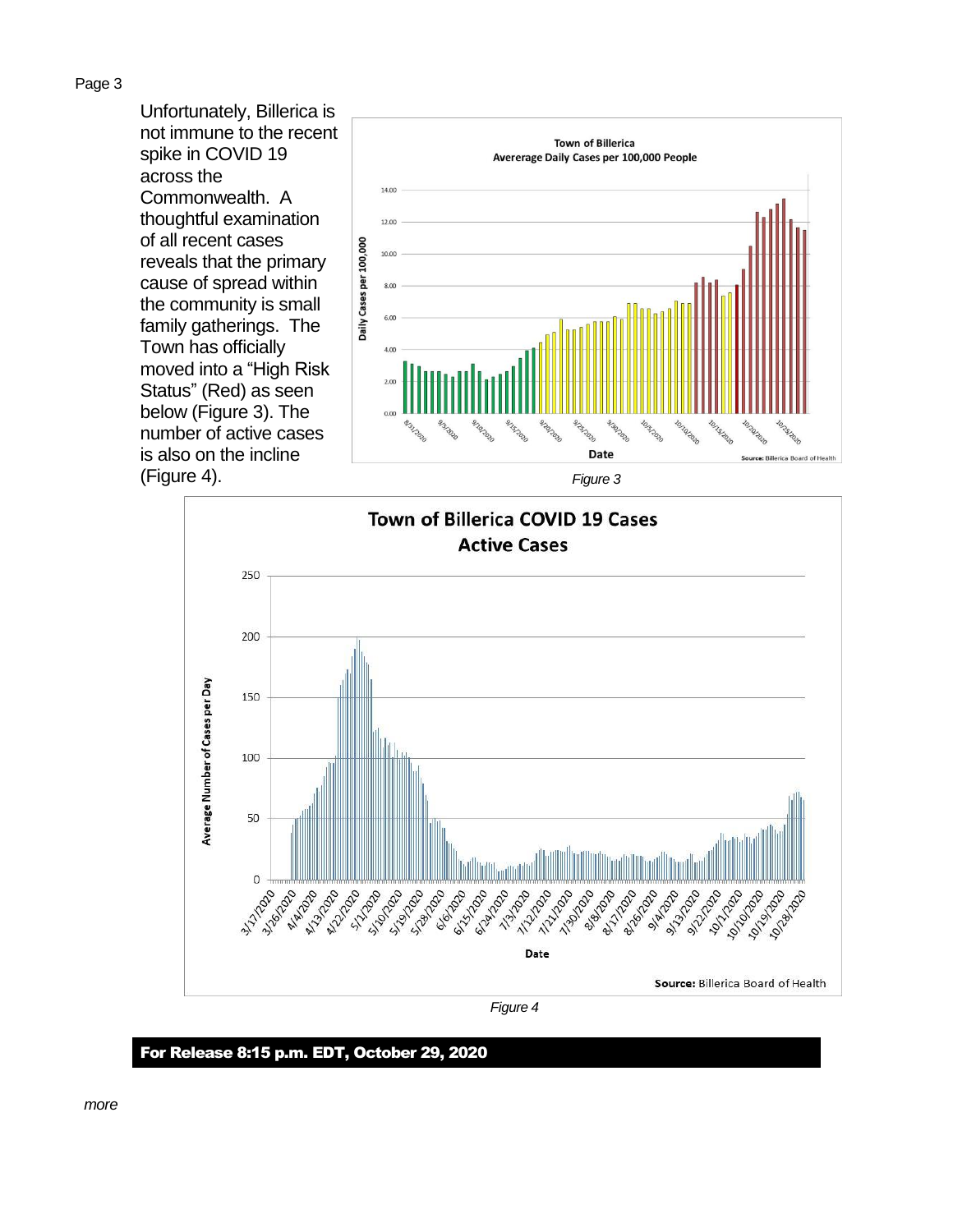Unfortunately, Billerica is not immune to the recent spike in COVID 19 across the Commonwealth. A thoughtful examination of all recent cases reveals that the primary cause of spread within the community is small family gatherings. The Town has officially moved into a "High Risk Status" (Red) as seen below (Figure 3). The number of active cases is also on the incline (Figure 4).

*Figure 3*

*Figure 4*

**For Release 8:15 p.m. EDT, October 29, 2020**

*more*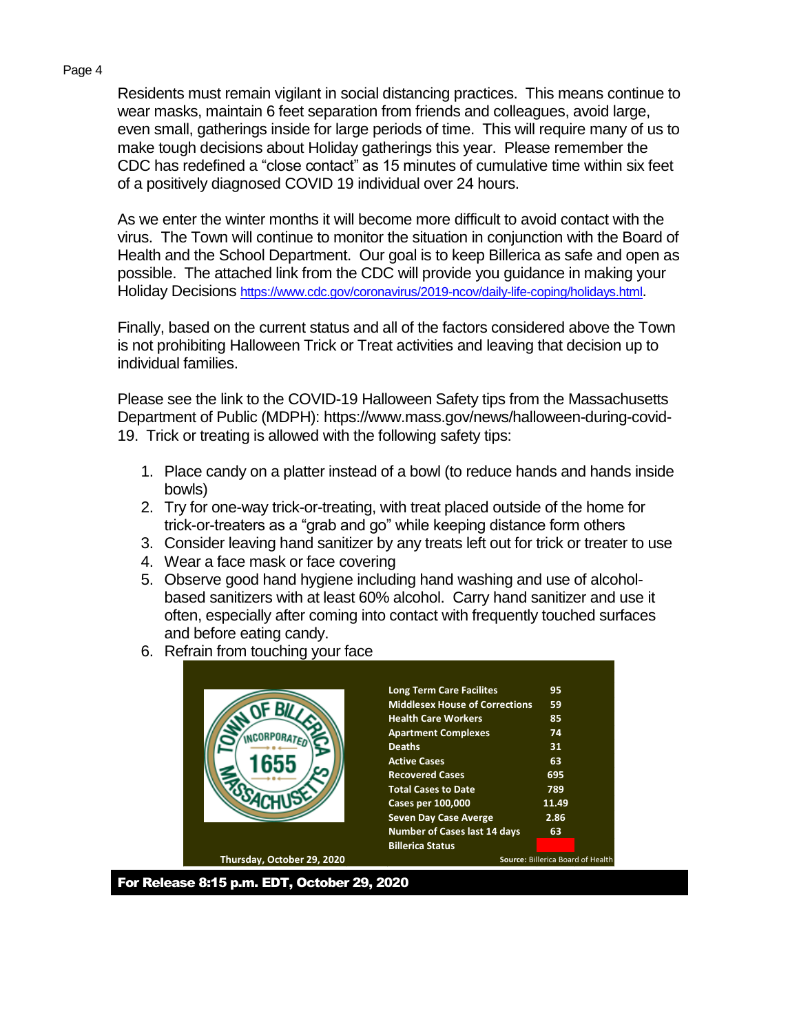Residents must remain vigilant in social distancing practices. This means continue to wear masks, maintain 6 feet separation from friends and colleagues, avoid large, even small, gatherings inside for large periods of time. This will require many of us to make tough decisions about Holiday gatherings this year. Please remember the CDC has redefined a "close contact" as 15 minutes of cumulative time within six feet of a positively diagnosed COVID 19 individual over 24 hours.

As we enter the winter months it will become more difficult to avoid contact with the virus. The Town will continue to monitor the situation in conjunction with the Board of Health and the School Department. Our goal is to keep Billerica as safe and open as possible. The attached link from the CDC will provide you guidance in making your Holiday Decisions https://www.cdc.gov/coronavirus/2019-ncov/daily-life-coping/holidays.html.

Finally, based on the current status and all of the factors considered above the Town is not prohibiting Halloween Trick or Treat activities and leaving that decision up to individual families.

Please see the link to the COVID-19 Halloween Safety tips from the Massachusetts Department of Public (MDPH): https://www.mass.gov/news/halloween-during-covid-19. Trick or treating is allowed with the following safety tips:

1. Place candy on a platter instead of a bowl (to reduce hands and hands inside bowls)
2. Try for one-way trick-or-treating, with treat placed outside of the home for trick-or-treaters as a "grab and go" while keeping distance form others
3. Consider leaving hand sanitizer by any treats left out for trick or treater to use
4. Wear a face mask or face covering
5. Observe good hand hygiene including hand washing and use of alcohol-based sanitizers with at least 60% alcohol. Carry hand sanitizer and use it often, especially after coming into contact with frequently touched surfaces and before eating candy.
6. Refrain from touching your face

TOWN OF BILLERICA INCORPORATED 1655 MASSACHUSETTS

| | |
|---|---|
| Long Term Care Facilites | 95 |
| Middlesex House of Corrections | 59 |
| Health Care Workers | 85 |
| Apartment Complexes | 74 |
| Deaths | 31 |
| Active Cases | 63 |
| Recovered Cases | 695 |
| Total Cases to Date | 789 |
| Cases per 100,000 | 11.49 |
| Seven Day Case Averge | 2.86 |
| Number of Cases last 14 days | 63 |
| Billerica Status | |

Thursday, October 29, 2020

**Source:** Billerica Board of Health

**For Release 8:15 p.m. EDT, October 29, 2020**